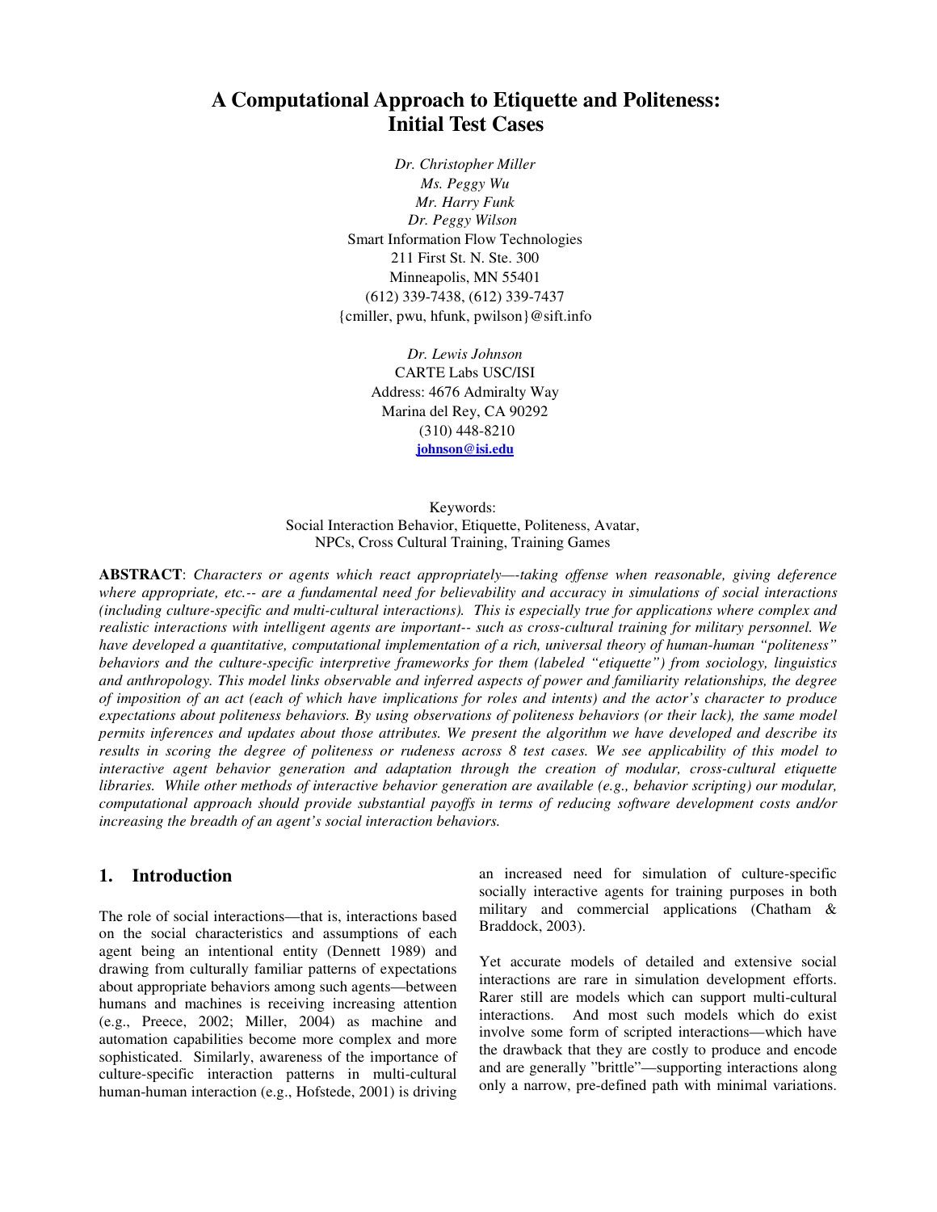# A Computational Approach to Etiquette and Politeness: Initial Test Cases

*Dr. Christopher Miller*
*Ms. Peggy Wu*
*Mr. Harry Funk*
*Dr. Peggy Wilson*
Smart Information Flow Technologies
211 First St. N. Ste. 300
Minneapolis, MN 55401
(612) 339-7438, (612) 339-7437
{cmiller, pwu, hfunk, pwilson}@sift.info

*Dr. Lewis Johnson*
CARTE Labs USC/ISI
Address: 4676 Admiralty Way
Marina del Rey, CA 90292
(310) 448-8210
johnson@isi.edu

Keywords:
Social Interaction Behavior, Etiquette, Politeness, Avatar, NPCs, Cross Cultural Training, Training Games

**ABSTRACT**: *Characters or agents which react appropriately—-taking offense when reasonable, giving deference where appropriate, etc.-- are a fundamental need for believability and accuracy in simulations of social interactions (including culture-specific and multi-cultural interactions). This is especially true for applications where complex and realistic interactions with intelligent agents are important-- such as cross-cultural training for military personnel. We have developed a quantitative, computational implementation of a rich, universal theory of human-human "politeness" behaviors and the culture-specific interpretive frameworks for them (labeled "etiquette") from sociology, linguistics and anthropology. This model links observable and inferred aspects of power and familiarity relationships, the degree of imposition of an act (each of which have implications for roles and intents) and the actor's character to produce expectations about politeness behaviors. By using observations of politeness behaviors (or their lack), the same model permits inferences and updates about those attributes. We present the algorithm we have developed and describe its results in scoring the degree of politeness or rudeness across 8 test cases. We see applicability of this model to interactive agent behavior generation and adaptation through the creation of modular, cross-cultural etiquette libraries. While other methods of interactive behavior generation are available (e.g., behavior scripting) our modular, computational approach should provide substantial payoffs in terms of reducing software development costs and/or increasing the breadth of an agent's social interaction behaviors.*

## 1. Introduction

The role of social interactions—that is, interactions based on the social characteristics and assumptions of each agent being an intentional entity (Dennett 1989) and drawing from culturally familiar patterns of expectations about appropriate behaviors among such agents—between humans and machines is receiving increasing attention (e.g., Preece, 2002; Miller, 2004) as machine and automation capabilities become more complex and more sophisticated. Similarly, awareness of the importance of culture-specific interaction patterns in multi-cultural human-human interaction (e.g., Hofstede, 2001) is driving an increased need for simulation of culture-specific socially interactive agents for training purposes in both military and commercial applications (Chatham & Braddock, 2003).

Yet accurate models of detailed and extensive social interactions are rare in simulation development efforts. Rarer still are models which can support multi-cultural interactions. And most such models which do exist involve some form of scripted interactions—which have the drawback that they are costly to produce and encode and are generally "brittle"—supporting interactions along only a narrow, pre-defined path with minimal variations.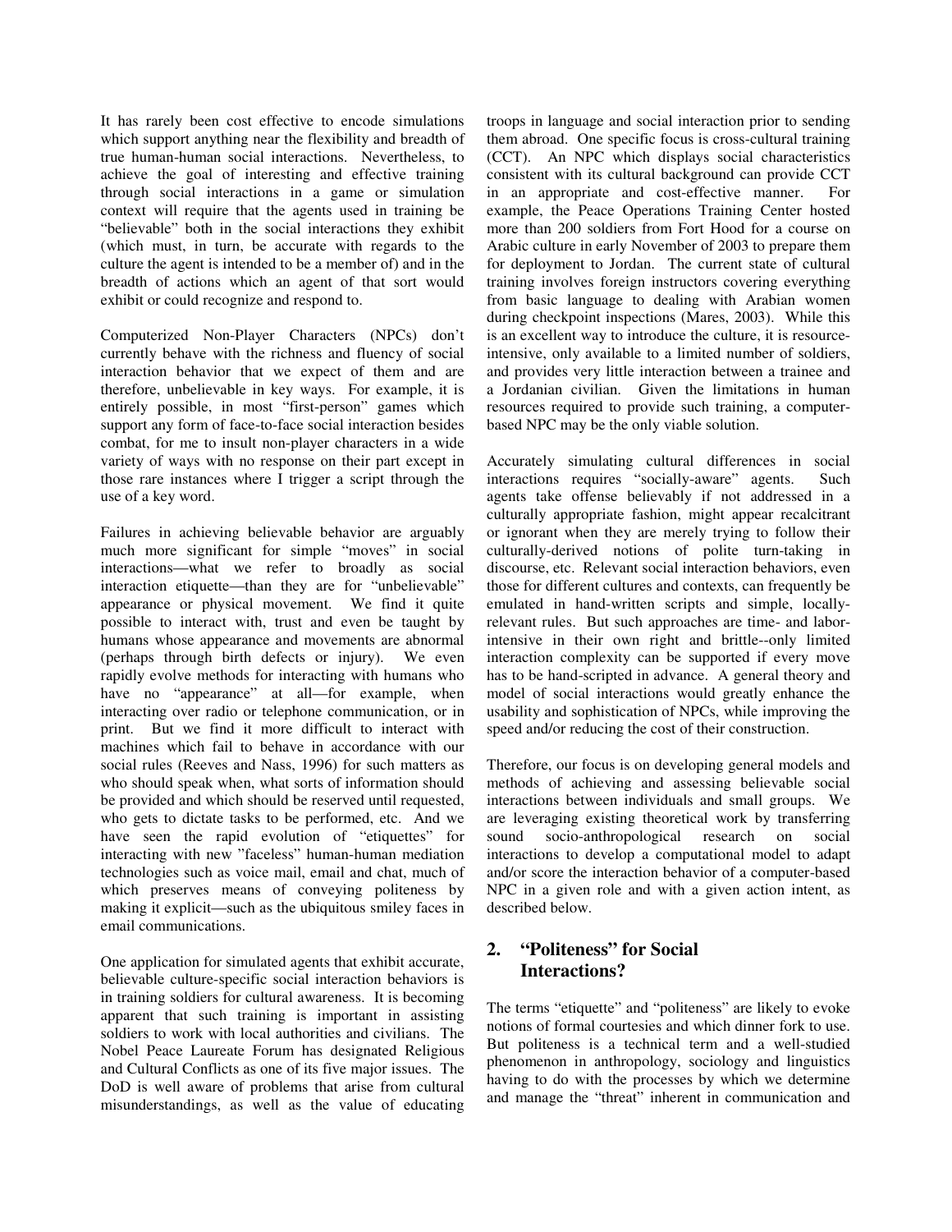It has rarely been cost effective to encode simulations which support anything near the flexibility and breadth of true human-human social interactions. Nevertheless, to achieve the goal of interesting and effective training through social interactions in a game or simulation context will require that the agents used in training be "believable" both in the social interactions they exhibit (which must, in turn, be accurate with regards to the culture the agent is intended to be a member of) and in the breadth of actions which an agent of that sort would exhibit or could recognize and respond to.

Computerized Non-Player Characters (NPCs) don't currently behave with the richness and fluency of social interaction behavior that we expect of them and are therefore, unbelievable in key ways. For example, it is entirely possible, in most "first-person" games which support any form of face-to-face social interaction besides combat, for me to insult non-player characters in a wide variety of ways with no response on their part except in those rare instances where I trigger a script through the use of a key word.

Failures in achieving believable behavior are arguably much more significant for simple "moves" in social interactions—what we refer to broadly as social interaction etiquette—than they are for "unbelievable" appearance or physical movement. We find it quite possible to interact with, trust and even be taught by humans whose appearance and movements are abnormal (perhaps through birth defects or injury). We even rapidly evolve methods for interacting with humans who have no "appearance" at all—for example, when interacting over radio or telephone communication, or in print. But we find it more difficult to interact with machines which fail to behave in accordance with our social rules (Reeves and Nass, 1996) for such matters as who should speak when, what sorts of information should be provided and which should be reserved until requested, who gets to dictate tasks to be performed, etc. And we have seen the rapid evolution of "etiquettes" for interacting with new "faceless" human-human mediation technologies such as voice mail, email and chat, much of which preserves means of conveying politeness by making it explicit—such as the ubiquitous smiley faces in email communications.

One application for simulated agents that exhibit accurate, believable culture-specific social interaction behaviors is in training soldiers for cultural awareness. It is becoming apparent that such training is important in assisting soldiers to work with local authorities and civilians. The Nobel Peace Laureate Forum has designated Religious and Cultural Conflicts as one of its five major issues. The DoD is well aware of problems that arise from cultural misunderstandings, as well as the value of educating troops in language and social interaction prior to sending them abroad. One specific focus is cross-cultural training (CCT). An NPC which displays social characteristics consistent with its cultural background can provide CCT in an appropriate and cost-effective manner. For example, the Peace Operations Training Center hosted more than 200 soldiers from Fort Hood for a course on Arabic culture in early November of 2003 to prepare them for deployment to Jordan. The current state of cultural training involves foreign instructors covering everything from basic language to dealing with Arabian women during checkpoint inspections (Mares, 2003). While this is an excellent way to introduce the culture, it is resource-intensive, only available to a limited number of soldiers, and provides very little interaction between a trainee and a Jordanian civilian. Given the limitations in human resources required to provide such training, a computer-based NPC may be the only viable solution.

Accurately simulating cultural differences in social interactions requires "socially-aware" agents. Such agents take offense believably if not addressed in a culturally appropriate fashion, might appear recalcitrant or ignorant when they are merely trying to follow their culturally-derived notions of polite turn-taking in discourse, etc. Relevant social interaction behaviors, even those for different cultures and contexts, can frequently be emulated in hand-written scripts and simple, locally-relevant rules. But such approaches are time- and labor-intensive in their own right and brittle--only limited interaction complexity can be supported if every move has to be hand-scripted in advance. A general theory and model of social interactions would greatly enhance the usability and sophistication of NPCs, while improving the speed and/or reducing the cost of their construction.

Therefore, our focus is on developing general models and methods of achieving and assessing believable social interactions between individuals and small groups. We are leveraging existing theoretical work by transferring sound socio-anthropological research on social interactions to develop a computational model to adapt and/or score the interaction behavior of a computer-based NPC in a given role and with a given action intent, as described below.

## 2. "Politeness" for Social Interactions?

The terms "etiquette" and "politeness" are likely to evoke notions of formal courtesies and which dinner fork to use. But politeness is a technical term and a well-studied phenomenon in anthropology, sociology and linguistics having to do with the processes by which we determine and manage the "threat" inherent in communication and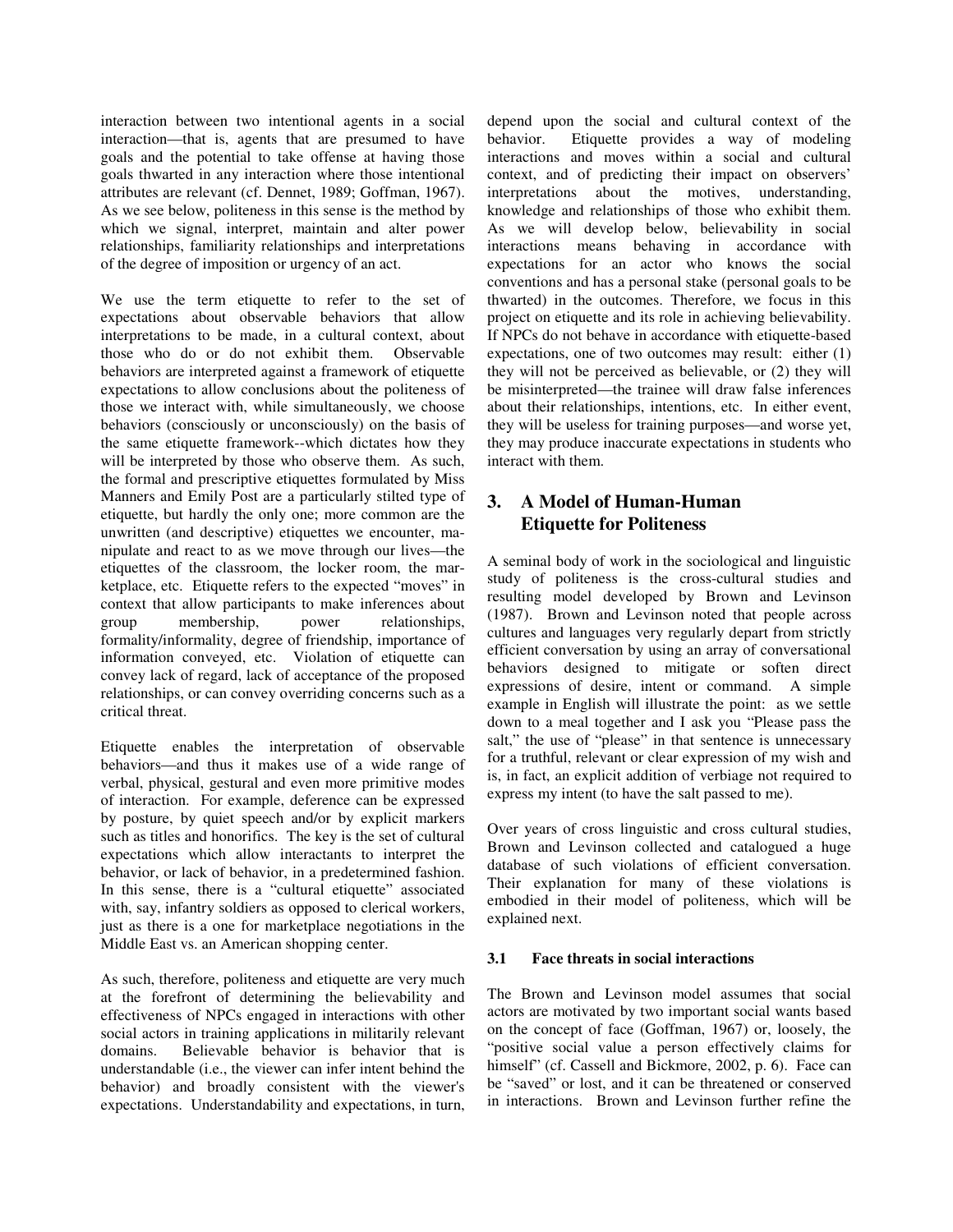interaction between two intentional agents in a social interaction—that is, agents that are presumed to have goals and the potential to take offense at having those goals thwarted in any interaction where those intentional attributes are relevant (cf. Dennet, 1989; Goffman, 1967). As we see below, politeness in this sense is the method by which we signal, interpret, maintain and alter power relationships, familiarity relationships and interpretations of the degree of imposition or urgency of an act.

We use the term etiquette to refer to the set of expectations about observable behaviors that allow interpretations to be made, in a cultural context, about those who do or do not exhibit them. Observable behaviors are interpreted against a framework of etiquette expectations to allow conclusions about the politeness of those we interact with, while simultaneously, we choose behaviors (consciously or unconsciously) on the basis of the same etiquette framework--which dictates how they will be interpreted by those who observe them. As such, the formal and prescriptive etiquettes formulated by Miss Manners and Emily Post are a particularly stilted type of etiquette, but hardly the only one; more common are the unwritten (and descriptive) etiquettes we encounter, manipulate and react to as we move through our lives—the etiquettes of the classroom, the locker room, the marketplace, etc. Etiquette refers to the expected "moves" in context that allow participants to make inferences about group membership, power relationships, formality/informality, degree of friendship, importance of information conveyed, etc. Violation of etiquette can convey lack of regard, lack of acceptance of the proposed relationships, or can convey overriding concerns such as a critical threat.

Etiquette enables the interpretation of observable behaviors—and thus it makes use of a wide range of verbal, physical, gestural and even more primitive modes of interaction. For example, deference can be expressed by posture, by quiet speech and/or by explicit markers such as titles and honorifics. The key is the set of cultural expectations which allow interactants to interpret the behavior, or lack of behavior, in a predetermined fashion. In this sense, there is a "cultural etiquette" associated with, say, infantry soldiers as opposed to clerical workers, just as there is a one for marketplace negotiations in the Middle East vs. an American shopping center.

As such, therefore, politeness and etiquette are very much at the forefront of determining the believability and effectiveness of NPCs engaged in interactions with other social actors in training applications in militarily relevant domains. Believable behavior is behavior that is understandable (i.e., the viewer can infer intent behind the behavior) and broadly consistent with the viewer's expectations. Understandability and expectations, in turn, depend upon the social and cultural context of the behavior. Etiquette provides a way of modeling interactions and moves within a social and cultural context, and of predicting their impact on observers' interpretations about the motives, understanding, knowledge and relationships of those who exhibit them. As we will develop below, believability in social interactions means behaving in accordance with expectations for an actor who knows the social conventions and has a personal stake (personal goals to be thwarted) in the outcomes. Therefore, we focus in this project on etiquette and its role in achieving believability. If NPCs do not behave in accordance with etiquette-based expectations, one of two outcomes may result: either (1) they will not be perceived as believable, or (2) they will be misinterpreted—the trainee will draw false inferences about their relationships, intentions, etc. In either event, they will be useless for training purposes—and worse yet, they may produce inaccurate expectations in students who interact with them.

## 3. A Model of Human-Human Etiquette for Politeness

A seminal body of work in the sociological and linguistic study of politeness is the cross-cultural studies and resulting model developed by Brown and Levinson (1987). Brown and Levinson noted that people across cultures and languages very regularly depart from strictly efficient conversation by using an array of conversational behaviors designed to mitigate or soften direct expressions of desire, intent or command. A simple example in English will illustrate the point: as we settle down to a meal together and I ask you "Please pass the salt," the use of "please" in that sentence is unnecessary for a truthful, relevant or clear expression of my wish and is, in fact, an explicit addition of verbiage not required to express my intent (to have the salt passed to me).

Over years of cross linguistic and cross cultural studies, Brown and Levinson collected and catalogued a huge database of such violations of efficient conversation. Their explanation for many of these violations is embodied in their model of politeness, which will be explained next.

### 3.1 Face threats in social interactions

The Brown and Levinson model assumes that social actors are motivated by two important social wants based on the concept of face (Goffman, 1967) or, loosely, the "positive social value a person effectively claims for himself" (cf. Cassell and Bickmore, 2002, p. 6). Face can be "saved" or lost, and it can be threatened or conserved in interactions. Brown and Levinson further refine the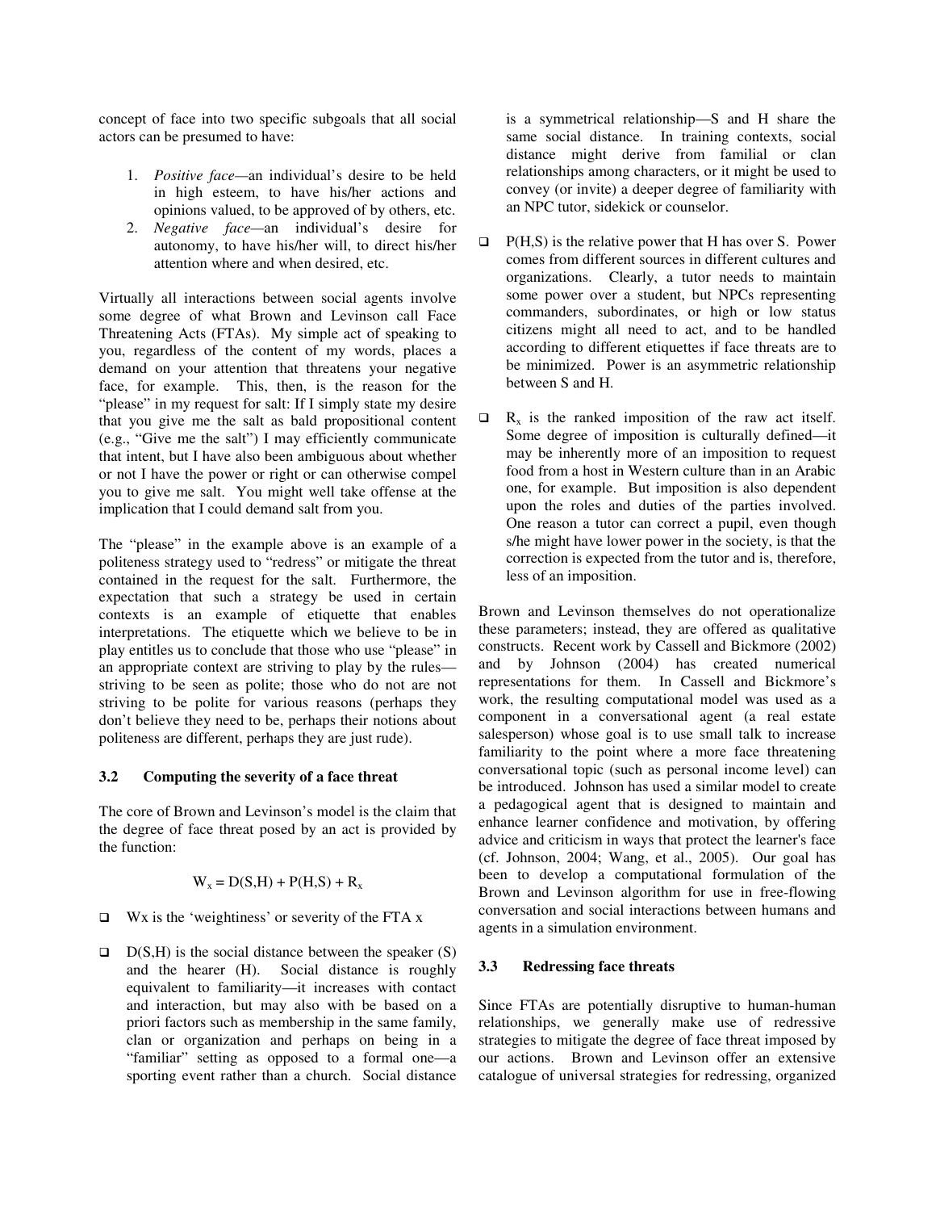concept of face into two specific subgoals that all social actors can be presumed to have:

1. *Positive face*—an individual's desire to be held in high esteem, to have his/her actions and opinions valued, to be approved of by others, etc.
2. *Negative face*—an individual's desire for autonomy, to have his/her will, to direct his/her attention where and when desired, etc.

Virtually all interactions between social agents involve some degree of what Brown and Levinson call Face Threatening Acts (FTAs). My simple act of speaking to you, regardless of the content of my words, places a demand on your attention that threatens your negative face, for example. This, then, is the reason for the "please" in my request for salt: If I simply state my desire that you give me the salt as bald propositional content (e.g., "Give me the salt") I may efficiently communicate that intent, but I have also been ambiguous about whether or not I have the power or right or can otherwise compel you to give me salt. You might well take offense at the implication that I could demand salt from you.

The "please" in the example above is an example of a politeness strategy used to "redress" or mitigate the threat contained in the request for the salt. Furthermore, the expectation that such a strategy be used in certain contexts is an example of etiquette that enables interpretations. The etiquette which we believe to be in play entitles us to conclude that those who use "please" in an appropriate context are striving to play by the rules—striving to be seen as polite; those who do not are not striving to be polite for various reasons (perhaps they don't believe they need to be, perhaps their notions about politeness are different, perhaps they are just rude).

### 3.2 Computing the severity of a face threat

The core of Brown and Levinson's model is the claim that the degree of face threat posed by an act is provided by the function:

$$W_x = D(S,H) + P(H,S) + R_x$$

- Wx is the 'weightiness' or severity of the FTA x
- D(S,H) is the social distance between the speaker (S) and the hearer (H). Social distance is roughly equivalent to familiarity—it increases with contact and interaction, but may also with be based on a priori factors such as membership in the same family, clan or organization and perhaps on being in a "familiar" setting as opposed to a formal one—a sporting event rather than a church. Social distance is a symmetrical relationship—S and H share the same social distance. In training contexts, social distance might derive from familial or clan relationships among characters, or it might be used to convey (or invite) a deeper degree of familiarity with an NPC tutor, sidekick or counselor.
- P(H,S) is the relative power that H has over S. Power comes from different sources in different cultures and organizations. Clearly, a tutor needs to maintain some power over a student, but NPCs representing commanders, subordinates, or high or low status citizens might all need to act, and to be handled according to different etiquettes if face threats are to be minimized. Power is an asymmetric relationship between S and H.
- $R_x$ is the ranked imposition of the raw act itself. Some degree of imposition is culturally defined—it may be inherently more of an imposition to request food from a host in Western culture than in an Arabic one, for example. But imposition is also dependent upon the roles and duties of the parties involved. One reason a tutor can correct a pupil, even though s/he might have lower power in the society, is that the correction is expected from the tutor and is, therefore, less of an imposition.

Brown and Levinson themselves do not operationalize these parameters; instead, they are offered as qualitative constructs. Recent work by Cassell and Bickmore (2002) and by Johnson (2004) has created numerical representations for them. In Cassell and Bickmore's work, the resulting computational model was used as a component in a conversational agent (a real estate salesperson) whose goal is to use small talk to increase familiarity to the point where a more face threatening conversational topic (such as personal income level) can be introduced. Johnson has used a similar model to create a pedagogical agent that is designed to maintain and enhance learner confidence and motivation, by offering advice and criticism in ways that protect the learner's face (cf. Johnson, 2004; Wang, et al., 2005). Our goal has been to develop a computational formulation of the Brown and Levinson algorithm for use in free-flowing conversation and social interactions between humans and agents in a simulation environment.

### 3.3 Redressing face threats

Since FTAs are potentially disruptive to human-human relationships, we generally make use of redressive strategies to mitigate the degree of face threat imposed by our actions. Brown and Levinson offer an extensive catalogue of universal strategies for redressing, organized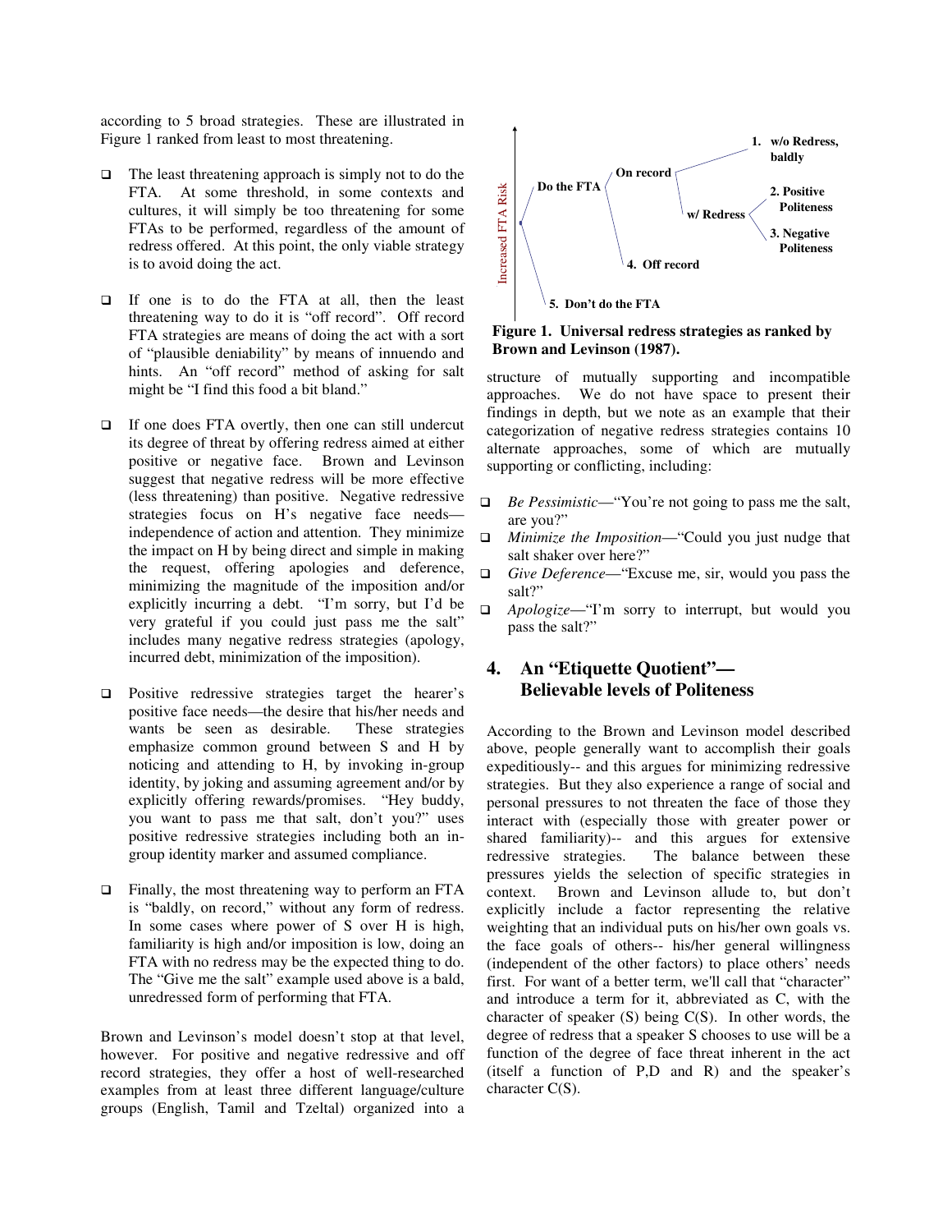according to 5 broad strategies. These are illustrated in Figure 1 ranked from least to most threatening.

- The least threatening approach is simply not to do the FTA. At some threshold, in some contexts and cultures, it will simply be too threatening for some FTAs to be performed, regardless of the amount of redress offered. At this point, the only viable strategy is to avoid doing the act.

- If one is to do the FTA at all, then the least threatening way to do it is "off record". Off record FTA strategies are means of doing the act with a sort of "plausible deniability" by means of innuendo and hints. An "off record" method of asking for salt might be "I find this food a bit bland."

- If one does FTA overtly, then one can still undercut its degree of threat by offering redress aimed at either positive or negative face. Brown and Levinson suggest that negative redress will be more effective (less threatening) than positive. Negative redressive strategies focus on H's negative face needs—independence of action and attention. They minimize the impact on H by being direct and simple in making the request, offering apologies and deference, minimizing the magnitude of the imposition and/or explicitly incurring a debt. "I'm sorry, but I'd be very grateful if you could just pass me the salt" includes many negative redress strategies (apology, incurred debt, minimization of the imposition).

- Positive redressive strategies target the hearer's positive face needs—the desire that his/her needs and wants be seen as desirable. These strategies emphasize common ground between S and H by noticing and attending to H, by invoking in-group identity, by joking and assuming agreement and/or by explicitly offering rewards/promises. "Hey buddy, you want to pass me that salt, don't you?" uses positive redressive strategies including both an in-group identity marker and assumed compliance.

- Finally, the most threatening way to perform an FTA is "baldly, on record," without any form of redress. In some cases where power of S over H is high, familiarity is high and/or imposition is low, doing an FTA with no redress may be the expected thing to do. The "Give me the salt" example used above is a bald, unredressed form of performing that FTA.

Brown and Levinson's model doesn't stop at that level, however. For positive and negative redressive and off record strategies, they offer a host of well-researched examples from at least three different language/culture groups (English, Tamil and Tzeltal) organized into a

```
Increased FTA Risk (arrow, upward)

                                          1. w/o Redress,
                        On record  ------     baldly
         Do the FTA  <
                        |          w/ Redress <  2. Positive Politeness
                        |                        3. Negative Politeness
                        4. Off record
    <
         5. Don't do the FTA
```

**Figure 1. Universal redress strategies as ranked by Brown and Levinson (1987).**

structure of mutually supporting and incompatible approaches. We do not have space to present their findings in depth, but we note as an example that their categorization of negative redress strategies contains 10 alternate approaches, some of which are mutually supporting or conflicting, including:

- *Be Pessimistic*—"You're not going to pass me the salt, are you?"
- *Minimize the Imposition*—"Could you just nudge that salt shaker over here?"
- *Give Deference*—"Excuse me, sir, would you pass the salt?"
- *Apologize*—"I'm sorry to interrupt, but would you pass the salt?"

## 4. An "Etiquette Quotient"—Believable levels of Politeness

According to the Brown and Levinson model described above, people generally want to accomplish their goals expeditiously-- and this argues for minimizing redressive strategies. But they also experience a range of social and personal pressures to not threaten the face of those they interact with (especially those with greater power or shared familiarity)-- and this argues for extensive redressive strategies. The balance between these pressures yields the selection of specific strategies in context. Brown and Levinson allude to, but don't explicitly include a factor representing the relative weighting that an individual puts on his/her own goals vs. the face goals of others-- his/her general willingness (independent of the other factors) to place others' needs first. For want of a better term, we'll call that "character" and introduce a term for it, abbreviated as C, with the character of speaker (S) being C(S). In other words, the degree of redress that a speaker S chooses to use will be a function of the degree of face threat inherent in the act (itself a function of P,D and R) and the speaker's character C(S).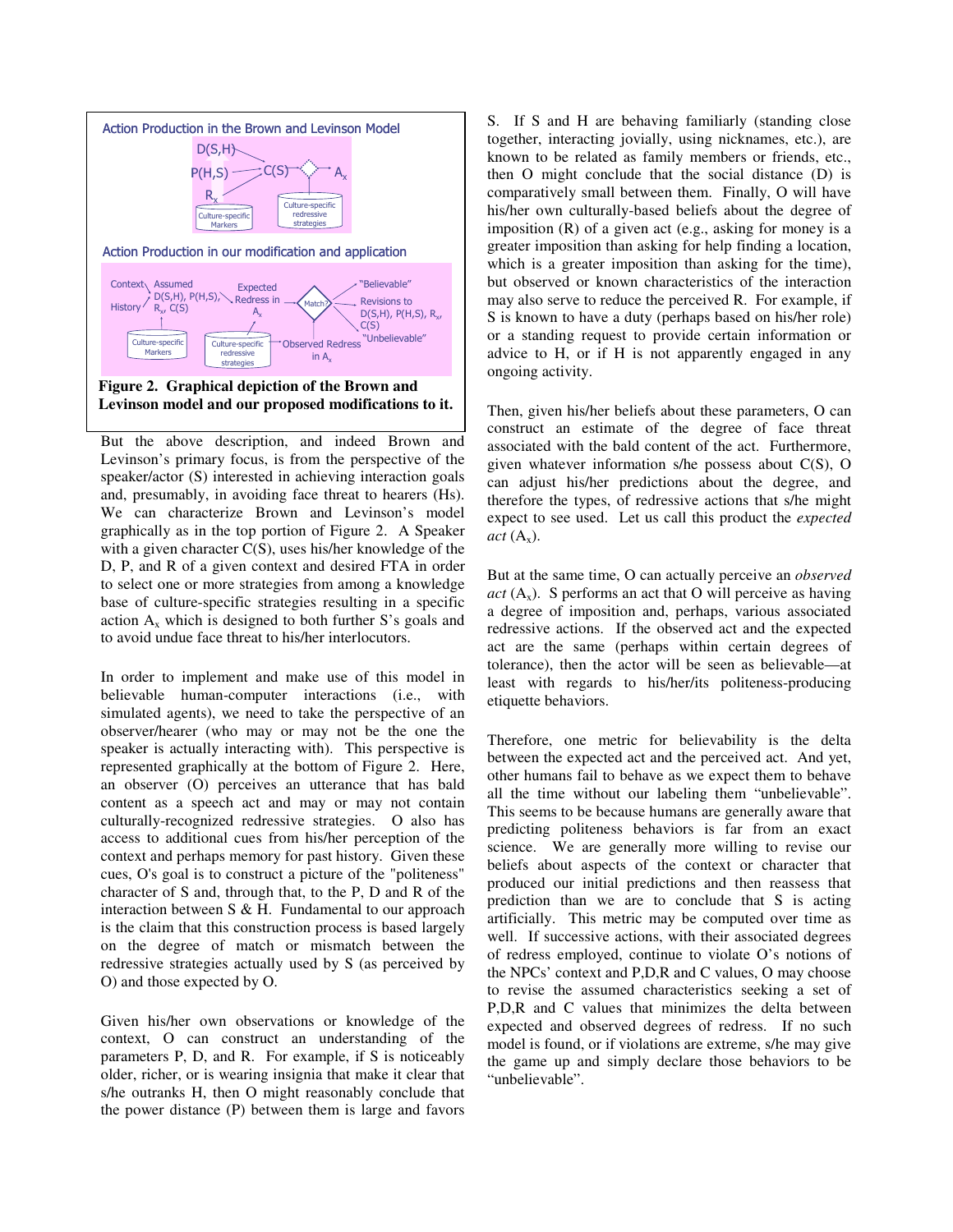Action Production in the Brown and Levinson Model

Action Production in our modification and application

**Figure 2. Graphical depiction of the Brown and Levinson model and our proposed modifications to it.**

But the above description, and indeed Brown and Levinson's primary focus, is from the perspective of the speaker/actor (S) interested in achieving interaction goals and, presumably, in avoiding face threat to hearers (Hs). We can characterize Brown and Levinson's model graphically as in the top portion of Figure 2. A Speaker with a given character C(S), uses his/her knowledge of the D, P, and R of a given context and desired FTA in order to select one or more strategies from among a knowledge base of culture-specific strategies resulting in a specific action $A_x$ which is designed to both further S's goals and to avoid undue face threat to his/her interlocutors.

In order to implement and make use of this model in believable human-computer interactions (i.e., with simulated agents), we need to take the perspective of an observer/hearer (who may or may not be the one the speaker is actually interacting with). This perspective is represented graphically at the bottom of Figure 2. Here, an observer (O) perceives an utterance that has bald content as a speech act and may or may not contain culturally-recognized redressive strategies. O also has access to additional cues from his/her perception of the context and perhaps memory for past history. Given these cues, O's goal is to construct a picture of the "politeness" character of S and, through that, to the P, D and R of the interaction between S & H. Fundamental to our approach is the claim that this construction process is based largely on the degree of match or mismatch between the redressive strategies actually used by S (as perceived by O) and those expected by O.

Given his/her own observations or knowledge of the context, O can construct an understanding of the parameters P, D, and R. For example, if S is noticeably older, richer, or is wearing insignia that make it clear that s/he outranks H, then O might reasonably conclude that the power distance (P) between them is large and favors S. If S and H are behaving familiarly (standing close together, interacting jovially, using nicknames, etc.), are known to be related as family members or friends, etc., then O might conclude that the social distance (D) is comparatively small between them. Finally, O will have his/her own culturally-based beliefs about the degree of imposition (R) of a given act (e.g., asking for money is a greater imposition than asking for help finding a location, which is a greater imposition than asking for the time), but observed or known characteristics of the interaction may also serve to reduce the perceived R. For example, if S is known to have a duty (perhaps based on his/her role) or a standing request to provide certain information or advice to H, or if H is not apparently engaged in any ongoing activity.

Then, given his/her beliefs about these parameters, O can construct an estimate of the degree of face threat associated with the bald content of the act. Furthermore, given whatever information s/he possess about C(S), O can adjust his/her predictions about the degree, and therefore the types, of redressive actions that s/he might expect to see used. Let us call this product the *expected act* ($A_x$).

But at the same time, O can actually perceive an *observed act* ($A_x$). S performs an act that O will perceive as having a degree of imposition and, perhaps, various associated redressive actions. If the observed act and the expected act are the same (perhaps within certain degrees of tolerance), then the actor will be seen as believable—at least with regards to his/her/its politeness-producing etiquette behaviors.

Therefore, one metric for believability is the delta between the expected act and the perceived act. And yet, other humans fail to behave as we expect them to behave all the time without our labeling them "unbelievable". This seems to be because humans are generally aware that predicting politeness behaviors is far from an exact science. We are generally more willing to revise our beliefs about aspects of the context or character that produced our initial predictions and then reassess that prediction than we are to conclude that S is acting artificially. This metric may be computed over time as well. If successive actions, with their associated degrees of redress employed, continue to violate O's notions of the NPCs' context and P,D,R and C values, O may choose to revise the assumed characteristics seeking a set of P,D,R and C values that minimizes the delta between expected and observed degrees of redress. If no such model is found, or if violations are extreme, s/he may give the game up and simply declare those behaviors to be "unbelievable".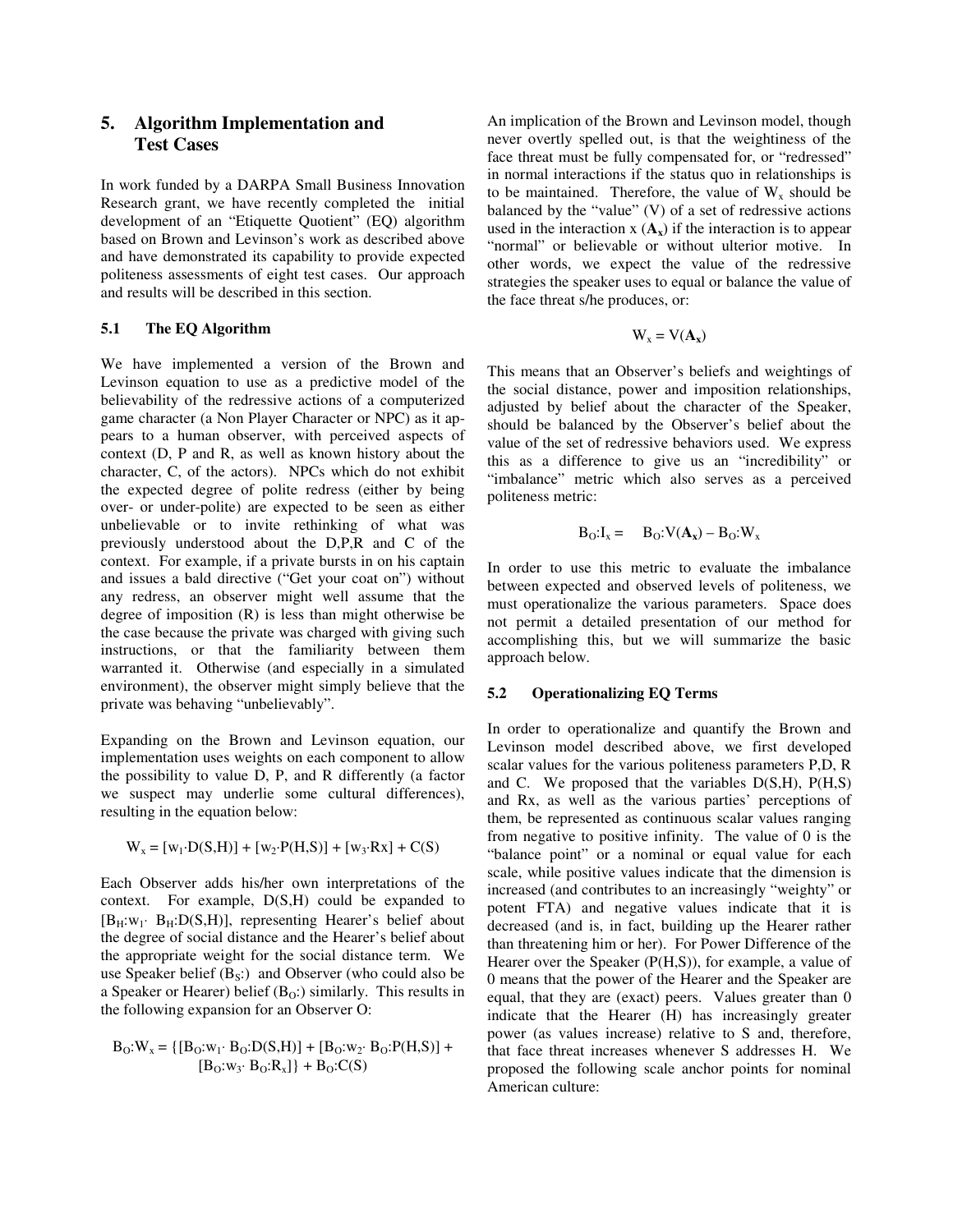## 5. Algorithm Implementation and Test Cases

In work funded by a DARPA Small Business Innovation Research grant, we have recently completed the initial development of an "Etiquette Quotient" (EQ) algorithm based on Brown and Levinson's work as described above and have demonstrated its capability to provide expected politeness assessments of eight test cases. Our approach and results will be described in this section.

### 5.1 The EQ Algorithm

We have implemented a version of the Brown and Levinson equation to use as a predictive model of the believability of the redressive actions of a computerized game character (a Non Player Character or NPC) as it appears to a human observer, with perceived aspects of context (D, P and R, as well as known history about the character, C, of the actors). NPCs which do not exhibit the expected degree of polite redress (either by being over- or under-polite) are expected to be seen as either unbelievable or to invite rethinking of what was previously understood about the D,P,R and C of the context. For example, if a private bursts in on his captain and issues a bald directive ("Get your coat on") without any redress, an observer might well assume that the degree of imposition (R) is less than might otherwise be the case because the private was charged with giving such instructions, or that the familiarity between them warranted it. Otherwise (and especially in a simulated environment), the observer might simply believe that the private was behaving "unbelievably".

Expanding on the Brown and Levinson equation, our implementation uses weights on each component to allow the possibility to value D, P, and R differently (a factor we suspect may underlie some cultural differences), resulting in the equation below:

$$W_x = [w_1 \cdot D(S,H)] + [w_2 \cdot P(H,S)] + [w_3 \cdot Rx] + C(S)$$

Each Observer adds his/her own interpretations of the context. For example, D(S,H) could be expanded to $[B_H{:}w_1 \cdot B_H{:}D(S,H)]$, representing Hearer's belief about the degree of social distance and the Hearer's belief about the appropriate weight for the social distance term. We use Speaker belief ($B_S$:) and Observer (who could also be a Speaker or Hearer) belief ($B_O$:) similarly. This results in the following expansion for an Observer O:

$$B_O{:}W_x = \{[B_O{:}w_1 \cdot B_O{:}D(S,H)] + [B_O{:}w_2 \cdot B_O{:}P(H,S)] + [B_O{:}w_3 \cdot B_O{:}R_x]\} + B_O{:}C(S)$$

An implication of the Brown and Levinson model, though never overtly spelled out, is that the weightiness of the face threat must be fully compensated for, or "redressed" in normal interactions if the status quo in relationships is to be maintained. Therefore, the value of $W_x$ should be balanced by the "value" (V) of a set of redressive actions used in the interaction x ($\mathbf{A_x}$) if the interaction is to appear "normal" or believable or without ulterior motive. In other words, we expect the value of the redressive strategies the speaker uses to equal or balance the value of the face threat s/he produces, or:

$$W_x = V(\mathbf{A_x})$$

This means that an Observer's beliefs and weightings of the social distance, power and imposition relationships, adjusted by belief about the character of the Speaker, should be balanced by the Observer's belief about the value of the set of redressive behaviors used. We express this as a difference to give us an "incredibility" or "imbalance" metric which also serves as a perceived politeness metric:

$$B_O{:}I_x = B_O{:}V(\mathbf{A_x}) - B_O{:}W_x$$

In order to use this metric to evaluate the imbalance between expected and observed levels of politeness, we must operationalize the various parameters. Space does not permit a detailed presentation of our method for accomplishing this, but we will summarize the basic approach below.

### 5.2 Operationalizing EQ Terms

In order to operationalize and quantify the Brown and Levinson model described above, we first developed scalar values for the various politeness parameters P,D, R and C. We proposed that the variables D(S,H), P(H,S) and Rx, as well as the various parties' perceptions of them, be represented as continuous scalar values ranging from negative to positive infinity. The value of 0 is the "balance point" or a nominal or equal value for each scale, while positive values indicate that the dimension is increased (and contributes to an increasingly "weighty" or potent FTA) and negative values indicate that it is decreased (and is, in fact, building up the Hearer rather than threatening him or her). For Power Difference of the Hearer over the Speaker (P(H,S)), for example, a value of 0 means that the power of the Hearer and the Speaker are equal, that they are (exact) peers. Values greater than 0 indicate that the Hearer (H) has increasingly greater power (as values increase) relative to S and, therefore, that face threat increases whenever S addresses H. We proposed the following scale anchor points for nominal American culture: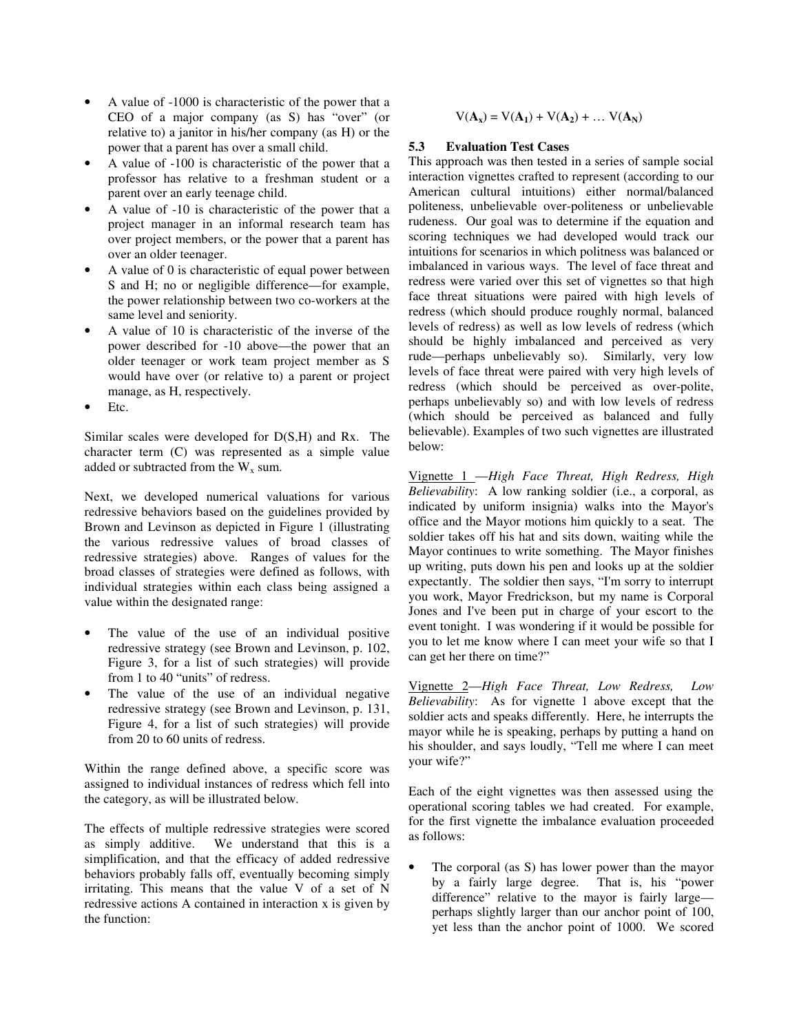- A value of -1000 is characteristic of the power that a CEO of a major company (as S) has "over" (or relative to) a janitor in his/her company (as H) or the power that a parent has over a small child.
- A value of -100 is characteristic of the power that a professor has relative to a freshman student or a parent over an early teenage child.
- A value of -10 is characteristic of the power that a project manager in an informal research team has over project members, or the power that a parent has over an older teenager.
- A value of 0 is characteristic of equal power between S and H; no or negligible difference—for example, the power relationship between two co-workers at the same level and seniority.
- A value of 10 is characteristic of the inverse of the power described for -10 above—the power that an older teenager or work team project member as S would have over (or relative to) a parent or project manage, as H, respectively.
- Etc.

Similar scales were developed for D(S,H) and Rx. The character term (C) was represented as a simple value added or subtracted from the $W_x$ sum.

Next, we developed numerical valuations for various redressive behaviors based on the guidelines provided by Brown and Levinson as depicted in Figure 1 (illustrating the various redressive values of broad classes of redressive strategies) above. Ranges of values for the broad classes of strategies were defined as follows, with individual strategies within each class being assigned a value within the designated range:

- The value of the use of an individual positive redressive strategy (see Brown and Levinson, p. 102, Figure 3, for a list of such strategies) will provide from 1 to 40 "units" of redress.
- The value of the use of an individual negative redressive strategy (see Brown and Levinson, p. 131, Figure 4, for a list of such strategies) will provide from 20 to 60 units of redress.

Within the range defined above, a specific score was assigned to individual instances of redress which fell into the category, as will be illustrated below.

The effects of multiple redressive strategies were scored as simply additive. We understand that this is a simplification, and that the efficacy of added redressive behaviors probably falls off, eventually becoming simply irritating. This means that the value V of a set of N redressive actions A contained in interaction x is given by the function:

$$V(\mathbf{A_x}) = V(\mathbf{A_1}) + V(\mathbf{A_2}) + \ldots V(\mathbf{A_N})$$

### 5.3 Evaluation Test Cases

This approach was then tested in a series of sample social interaction vignettes crafted to represent (according to our American cultural intuitions) either normal/balanced politeness, unbelievable over-politeness or unbelievable rudeness. Our goal was to determine if the equation and scoring techniques we had developed would track our intuitions for scenarios in which politness was balanced or imbalanced in various ways. The level of face threat and redress were varied over this set of vignettes so that high face threat situations were paired with high levels of redress (which should produce roughly normal, balanced levels of redress) as well as low levels of redress (which should be highly imbalanced and perceived as very rude—perhaps unbelievably so). Similarly, very low levels of face threat were paired with very high levels of redress (which should be perceived as over-polite, perhaps unbelievably so) and with low levels of redress (which should be perceived as balanced and fully believable). Examples of two such vignettes are illustrated below:

Vignette 1 —*High Face Threat, High Redress, High Believability*: A low ranking soldier (i.e., a corporal, as indicated by uniform insignia) walks into the Mayor's office and the Mayor motions him quickly to a seat. The soldier takes off his hat and sits down, waiting while the Mayor continues to write something. The Mayor finishes up writing, puts down his pen and looks up at the soldier expectantly. The soldier then says, "I'm sorry to interrupt you work, Mayor Fredrickson, but my name is Corporal Jones and I've been put in charge of your escort to the event tonight. I was wondering if it would be possible for you to let me know where I can meet your wife so that I can get her there on time?"

Vignette 2—*High Face Threat, Low Redress, Low Believability*: As for vignette 1 above except that the soldier acts and speaks differently. Here, he interrupts the mayor while he is speaking, perhaps by putting a hand on his shoulder, and says loudly, "Tell me where I can meet your wife?"

Each of the eight vignettes was then assessed using the operational scoring tables we had created. For example, for the first vignette the imbalance evaluation proceeded as follows:

- The corporal (as S) has lower power than the mayor by a fairly large degree. That is, his "power difference" relative to the mayor is fairly large—perhaps slightly larger than our anchor point of 100, yet less than the anchor point of 1000. We scored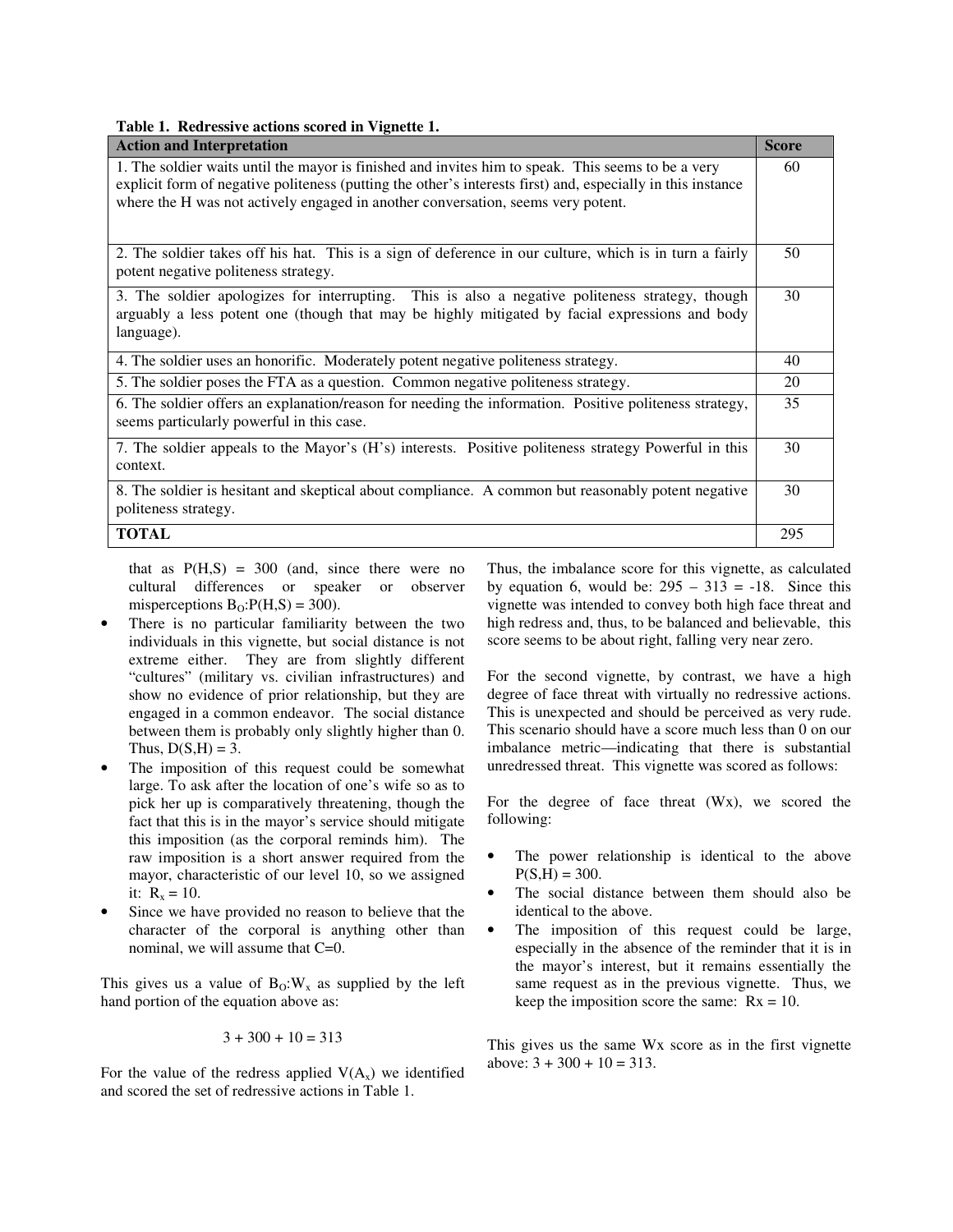**Table 1. Redressive actions scored in Vignette 1.**

| Action and Interpretation | Score |
|---|---|
| 1. The soldier waits until the mayor is finished and invites him to speak. This seems to be a very explicit form of negative politeness (putting the other's interests first) and, especially in this instance where the H was not actively engaged in another conversation, seems very potent. | 60 |
| 2. The soldier takes off his hat. This is a sign of deference in our culture, which is in turn a fairly potent negative politeness strategy. | 50 |
| 3. The soldier apologizes for interrupting. This is also a negative politeness strategy, though arguably a less potent one (though that may be highly mitigated by facial expressions and body language). | 30 |
| 4. The soldier uses an honorific. Moderately potent negative politeness strategy. | 40 |
| 5. The soldier poses the FTA as a question. Common negative politeness strategy. | 20 |
| 6. The soldier offers an explanation/reason for needing the information. Positive politeness strategy, seems particularly powerful in this case. | 35 |
| 7. The soldier appeals to the Mayor's (H's) interests. Positive politeness strategy Powerful in this context. | 30 |
| 8. The soldier is hesitant and skeptical about compliance. A common but reasonably potent negative politeness strategy. | 30 |
| **TOTAL** | 295 |

that as $P(H,S) = 300$ (and, since there were no cultural differences or speaker or observer misperceptions $B_O{:}P(H,S) = 300$).

- There is no particular familiarity between the two individuals in this vignette, but social distance is not extreme either. They are from slightly different "cultures" (military vs. civilian infrastructures) and show no evidence of prior relationship, but they are engaged in a common endeavor. The social distance between them is probably only slightly higher than 0. Thus, $D(S,H) = 3$.
- The imposition of this request could be somewhat large. To ask after the location of one's wife so as to pick her up is comparatively threatening, though the fact that this is in the mayor's service should mitigate this imposition (as the corporal reminds him). The raw imposition is a short answer required from the mayor, characteristic of our level 10, so we assigned it: $R_x = 10$.
- Since we have provided no reason to believe that the character of the corporal is anything other than nominal, we will assume that C=0.

This gives us a value of $B_O{:}W_x$ as supplied by the left hand portion of the equation above as:

$$3 + 300 + 10 = 313$$

For the value of the redress applied $V(A_x)$ we identified and scored the set of redressive actions in Table 1.

Thus, the imbalance score for this vignette, as calculated by equation 6, would be: $295 - 313 = -18$. Since this vignette was intended to convey both high face threat and high redress and, thus, to be balanced and believable, this score seems to be about right, falling very near zero.

For the second vignette, by contrast, we have a high degree of face threat with virtually no redressive actions. This is unexpected and should be perceived as very rude. This scenario should have a score much less than 0 on our imbalance metric—indicating that there is substantial unredressed threat. This vignette was scored as follows:

For the degree of face threat (Wx), we scored the following:

- The power relationship is identical to the above $P(S,H) = 300$.
- The social distance between them should also be identical to the above.
- The imposition of this request could be large, especially in the absence of the reminder that it is in the mayor's interest, but it remains essentially the same request as in the previous vignette. Thus, we keep the imposition score the same: $Rx = 10$.

This gives us the same Wx score as in the first vignette above: $3 + 300 + 10 = 313$.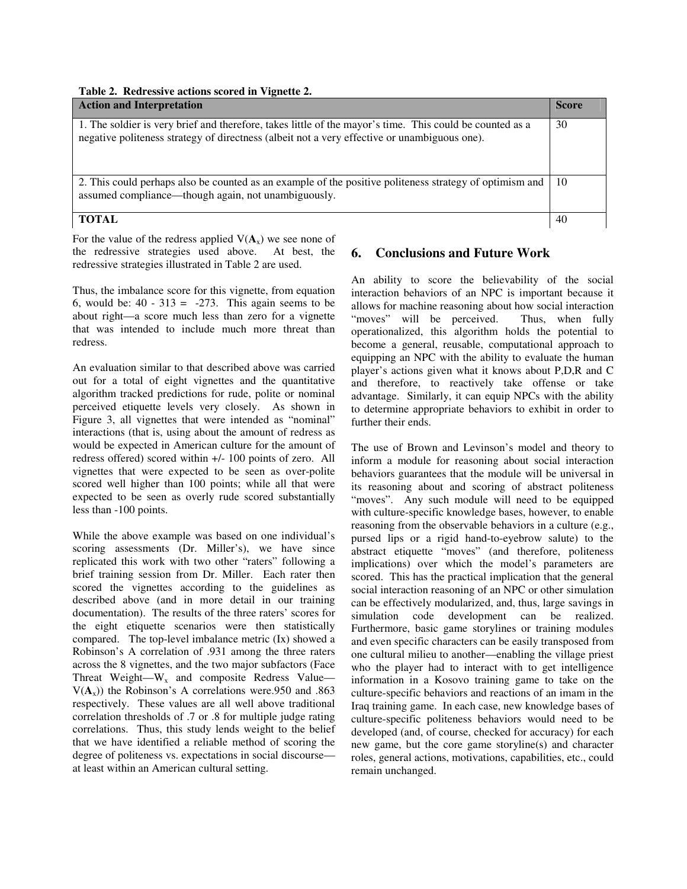**Table 2. Redressive actions scored in Vignette 2.**

| Action and Interpretation | Score |
|---|---|
| 1. The soldier is very brief and therefore, takes little of the mayor's time. This could be counted as a negative politeness strategy of directness (albeit not a very effective or unambiguous one). | 30 |
| 2. This could perhaps also be counted as an example of the positive politeness strategy of optimism and assumed compliance—though again, not unambiguously. | 10 |
| **TOTAL** | 40 |

For the value of the redress applied $V(\mathbf{A}_x)$ we see none of the redressive strategies used above. At best, the redressive strategies illustrated in Table 2 are used.

Thus, the imbalance score for this vignette, from equation 6, would be: 40 - 313 = -273. This again seems to be about right—a score much less than zero for a vignette that was intended to include much more threat than redress.

An evaluation similar to that described above was carried out for a total of eight vignettes and the quantitative algorithm tracked predictions for rude, polite or nominal perceived etiquette levels very closely. As shown in Figure 3, all vignettes that were intended as "nominal" interactions (that is, using about the amount of redress as would be expected in American culture for the amount of redress offered) scored within +/- 100 points of zero. All vignettes that were expected to be seen as over-polite scored well higher than 100 points; while all that were expected to be seen as overly rude scored substantially less than -100 points.

While the above example was based on one individual's scoring assessments (Dr. Miller's), we have since replicated this work with two other "raters" following a brief training session from Dr. Miller. Each rater then scored the vignettes according to the guidelines as described above (and in more detail in our training documentation). The results of the three raters' scores for the eight etiquette scenarios were then statistically compared. The top-level imbalance metric (Ix) showed a Robinson's A correlation of .931 among the three raters across the 8 vignettes, and the two major subfactors (Face Threat Weight—$W_x$ and composite Redress Value—$V(\mathbf{A}_x)$) the Robinson's A correlations were.950 and .863 respectively. These values are all well above traditional correlation thresholds of .7 or .8 for multiple judge rating correlations. Thus, this study lends weight to the belief that we have identified a reliable method of scoring the degree of politeness vs. expectations in social discourse—at least within an American cultural setting.

## 6. Conclusions and Future Work

An ability to score the believability of the social interaction behaviors of an NPC is important because it allows for machine reasoning about how social interaction "moves" will be perceived. Thus, when fully operationalized, this algorithm holds the potential to become a general, reusable, computational approach to equipping an NPC with the ability to evaluate the human player's actions given what it knows about P,D,R and C and therefore, to reactively take offense or take advantage. Similarly, it can equip NPCs with the ability to determine appropriate behaviors to exhibit in order to further their ends.

The use of Brown and Levinson's model and theory to inform a module for reasoning about social interaction behaviors guarantees that the module will be universal in its reasoning about and scoring of abstract politeness "moves". Any such module will need to be equipped with culture-specific knowledge bases, however, to enable reasoning from the observable behaviors in a culture (e.g., pursed lips or a rigid hand-to-eyebrow salute) to the abstract etiquette "moves" (and therefore, politeness implications) over which the model's parameters are scored. This has the practical implication that the general social interaction reasoning of an NPC or other simulation can be effectively modularized, and, thus, large savings in simulation code development can be realized. Furthermore, basic game storylines or training modules and even specific characters can be easily transposed from one cultural milieu to another—enabling the village priest who the player had to interact with to get intelligence information in a Kosovo training game to take on the culture-specific behaviors and reactions of an imam in the Iraq training game. In each case, new knowledge bases of culture-specific politeness behaviors would need to be developed (and, of course, checked for accuracy) for each new game, but the core game storyline(s) and character roles, general actions, motivations, capabilities, etc., could remain unchanged.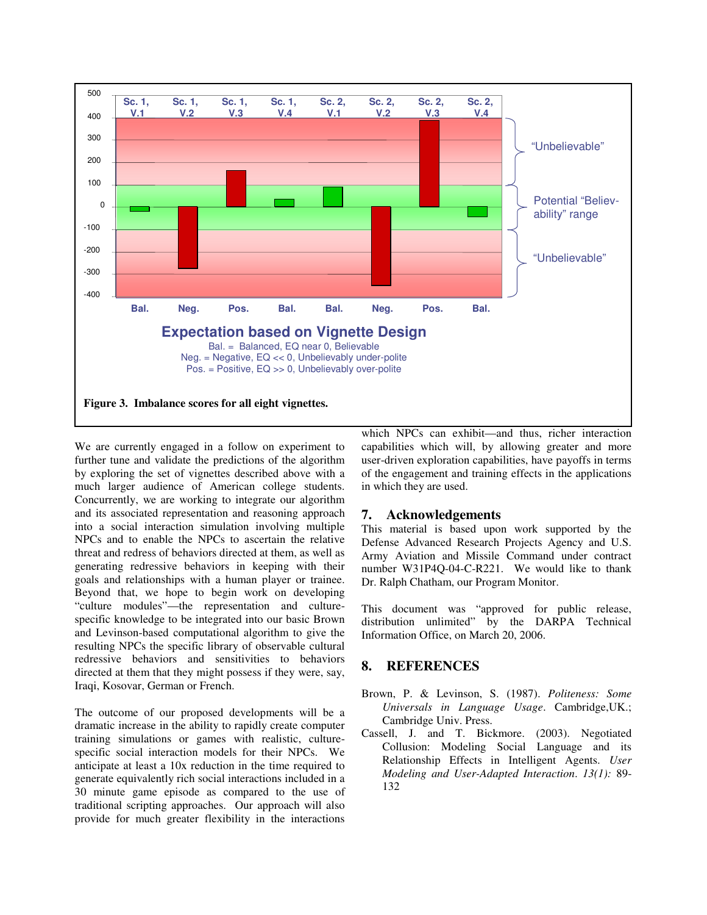Figure 3. Imbalance scores for all eight vignettes.

We are currently engaged in a follow on experiment to further tune and validate the predictions of the algorithm by exploring the set of vignettes described above with a much larger audience of American college students. Concurrently, we are working to integrate our algorithm and its associated representation and reasoning approach into a social interaction simulation involving multiple NPCs and to enable the NPCs to ascertain the relative threat and redress of behaviors directed at them, as well as generating redressive behaviors in keeping with their goals and relationships with a human player or trainee. Beyond that, we hope to begin work on developing "culture modules"—the representation and culture-specific knowledge to be integrated into our basic Brown and Levinson-based computational algorithm to give the resulting NPCs the specific library of observable cultural redressive behaviors and sensitivities to behaviors directed at them that they might possess if they were, say, Iraqi, Kosovar, German or French.

The outcome of our proposed developments will be a dramatic increase in the ability to rapidly create computer training simulations or games with realistic, culture-specific social interaction models for their NPCs. We anticipate at least a 10x reduction in the time required to generate equivalently rich social interactions included in a 30 minute game episode as compared to the use of traditional scripting approaches. Our approach will also provide for much greater flexibility in the interactions which NPCs can exhibit—and thus, richer interaction capabilities which will, by allowing greater and more user-driven exploration capabilities, have payoffs in terms of the engagement and training effects in the applications in which they are used.

## 7. Acknowledgements

This material is based upon work supported by the Defense Advanced Research Projects Agency and U.S. Army Aviation and Missile Command under contract number W31P4Q-04-C-R221. We would like to thank Dr. Ralph Chatham, our Program Monitor.

This document was "approved for public release, distribution unlimited" by the DARPA Technical Information Office, on March 20, 2006.

## 8. REFERENCES

Brown, P. & Levinson, S. (1987). *Politeness: Some Universals in Language Usage*. Cambridge,UK.; Cambridge Univ. Press.

Cassell, J. and T. Bickmore. (2003). Negotiated Collusion: Modeling Social Language and its Relationship Effects in Intelligent Agents. *User Modeling and User-Adapted Interaction. 13(1):* 89-132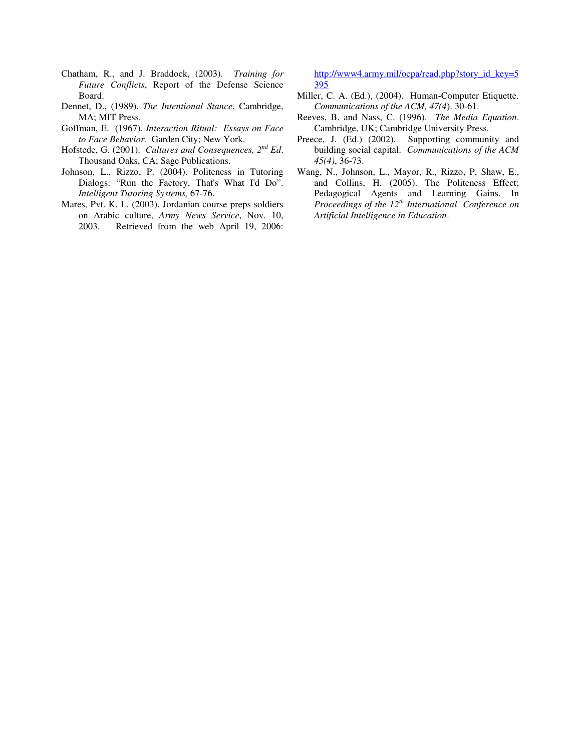Chatham, R., and J. Braddock, (2003). *Training for Future Conflicts*, Report of the Defense Science Board.

Dennet, D., (1989). *The Intentional Stance*, Cambridge, MA; MIT Press.

Goffman, E. (1967). *Interaction Ritual: Essays on Face to Face Behavior.* Garden City; New York.

Hofstede, G. (2001). *Cultures and Consequences, 2nd Ed*. Thousand Oaks, CA; Sage Publications.

Johnson, L., Rizzo, P. (2004). Politeness in Tutoring Dialogs: "Run the Factory, That's What I'd Do". *Intelligent Tutoring Systems,* 67-76.

Mares, Pvt. K. L. (2003). Jordanian course preps soldiers on Arabic culture, *Army News Service*, Nov. 10, 2003. Retrieved from the web April 19, 2006: http://www4.army.mil/ocpa/read.php?story_id_key=5395

Miller, C. A. (Ed.), (2004). Human-Computer Etiquette. *Communications of the ACM, 47(4*). 30-61.

Reeves, B. and Nass, C. (1996). *The Media Equation*. Cambridge, UK; Cambridge University Press.

Preece, J. (Ed.) (2002). Supporting community and building social capital. *Communications of the ACM 45(4)*, 36-73.

Wang, N., Johnson, L., Mayor, R., Rizzo, P, Shaw, E., and Collins, H. (2005). The Politeness Effect; Pedagogical Agents and Learning Gains. In *Proceedings of the 12th International Conference on Artificial Intelligence in Education*.